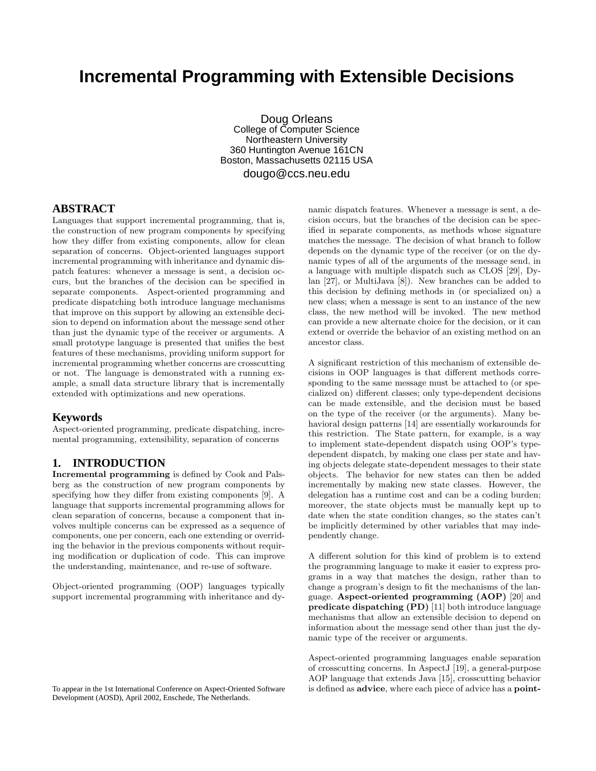# Incremental Programming with Extensible Decisions

Doug Orleans
College of Computer Science
Northeastern University
360 Huntington Avenue 161CN
Boston, Massachusetts 02115 USA
dougo@ccs.neu.edu

## ABSTRACT

Languages that support incremental programming, that is, the construction of new program components by specifying how they differ from existing components, allow for clean separation of concerns. Object-oriented languages support incremental programming with inheritance and dynamic dispatch features: whenever a message is sent, a decision occurs, but the branches of the decision can be specified in separate components. Aspect-oriented programming and predicate dispatching both introduce language mechanisms that improve on this support by allowing an extensible decision to depend on information about the message send other than just the dynamic type of the receiver or arguments. A small prototype language is presented that unifies the best features of these mechanisms, providing uniform support for incremental programming whether concerns are crosscutting or not. The language is demonstrated with a running example, a small data structure library that is incrementally extended with optimizations and new operations.

## Keywords

Aspect-oriented programming, predicate dispatching, incremental programming, extensibility, separation of concerns

## 1. INTRODUCTION

**Incremental programming** is defined by Cook and Palsberg as the construction of new program components by specifying how they differ from existing components [9]. A language that supports incremental programming allows for clean separation of concerns, because a component that involves multiple concerns can be expressed as a sequence of components, one per concern, each one extending or overriding the behavior in the previous components without requiring modification or duplication of code. This can improve the understanding, maintenance, and re-use of software.

Object-oriented programming (OOP) languages typically support incremental programming with inheritance and dynamic dispatch features. Whenever a message is sent, a decision occurs, but the branches of the decision can be specified in separate components, as methods whose signature matches the message. The decision of what branch to follow depends on the dynamic type of the receiver (or on the dynamic types of all of the arguments of the message send, in a language with multiple dispatch such as CLOS [29], Dylan [27], or MultiJava [8]). New branches can be added to this decision by defining methods in (or specialized on) a new class; when a message is sent to an instance of the new class, the new method will be invoked. The new method can provide a new alternate choice for the decision, or it can extend or override the behavior of an existing method on an ancestor class.

A significant restriction of this mechanism of extensible decisions in OOP languages is that different methods corresponding to the same message must be attached to (or specialized on) different classes; only type-dependent decisions can be made extensible, and the decision must be based on the type of the receiver (or the arguments). Many behavioral design patterns [14] are essentially workarounds for this restriction. The State pattern, for example, is a way to implement state-dependent dispatch using OOP's type-dependent dispatch, by making one class per state and having objects delegate state-dependent messages to their state objects. The behavior for new states can then be added incrementally by making new state classes. However, the delegation has a runtime cost and can be a coding burden; moreover, the state objects must be manually kept up to date when the state condition changes, so the states can't be implicitly determined by other variables that may independently change.

A different solution for this kind of problem is to extend the programming language to make it easier to express programs in a way that matches the design, rather than to change a program's design to fit the mechanisms of the language. **Aspect-oriented programming (AOP)** [20] and **predicate dispatching (PD)** [11] both introduce language mechanisms that allow an extensible decision to depend on information about the message send other than just the dynamic type of the receiver or arguments.

Aspect-oriented programming languages enable separation of crosscutting concerns. In AspectJ [19], a general-purpose AOP language that extends Java [15], crosscutting behavior is defined as **advice**, where each piece of advice has a **point-**

To appear in the 1st International Conference on Aspect-Oriented Software Development (AOSD), April 2002, Enschede, The Netherlands.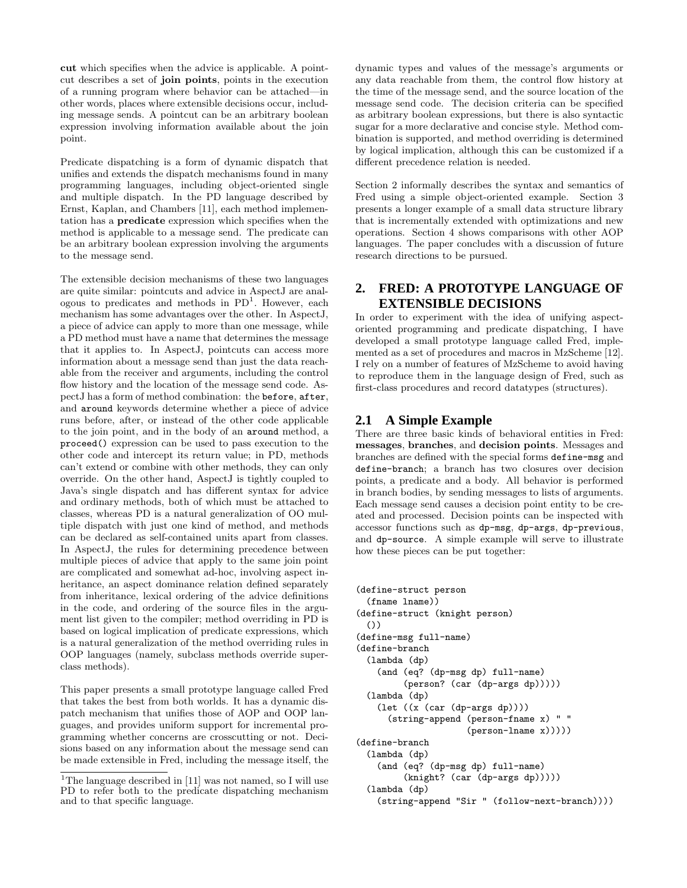**cut** which specifies when the advice is applicable. A pointcut describes a set of **join points**, points in the execution of a running program where behavior can be attached—in other words, places where extensible decisions occur, including message sends. A pointcut can be an arbitrary boolean expression involving information available about the join point.

Predicate dispatching is a form of dynamic dispatch that unifies and extends the dispatch mechanisms found in many programming languages, including object-oriented single and multiple dispatch. In the PD language described by Ernst, Kaplan, and Chambers [11], each method implementation has a **predicate** expression which specifies when the method is applicable to a message send. The predicate can be an arbitrary boolean expression involving the arguments to the message send.

The extensible decision mechanisms of these two languages are quite similar: pointcuts and advice in AspectJ are analogous to predicates and methods in PD[1]. However, each mechanism has some advantages over the other. In AspectJ, a piece of advice can apply to more than one message, while a PD method must have a name that determines the message that it applies to. In AspectJ, pointcuts can access more information about a message send than just the data reachable from the receiver and arguments, including the control flow history and the location of the message send code. AspectJ has a form of method combination: the `before`, `after`, and `around` keywords determine whether a piece of advice runs before, after, or instead of the other code applicable to the join point, and in the body of an `around` method, a `proceed()` expression can be used to pass execution to the other code and intercept its return value; in PD, methods can't extend or combine with other methods, they can only override. On the other hand, AspectJ is tightly coupled to Java's single dispatch and has different syntax for advice and ordinary methods, both of which must be attached to classes, whereas PD is a natural generalization of OO multiple dispatch with just one kind of method, and methods can be declared as self-contained units apart from classes. In AspectJ, the rules for determining precedence between multiple pieces of advice that apply to the same join point are complicated and somewhat ad-hoc, involving aspect inheritance, an aspect dominance relation defined separately from inheritance, lexical ordering of the advice definitions in the code, and ordering of the source files in the argument list given to the compiler; method overriding in PD is based on logical implication of predicate expressions, which is a natural generalization of the method overriding rules in OOP languages (namely, subclass methods override superclass methods).

This paper presents a small prototype language called Fred that takes the best from both worlds. It has a dynamic dispatch mechanism that unifies those of AOP and OOP languages, and provides uniform support for incremental programming whether concerns are crosscutting or not. Decisions based on any information about the message send can be made extensible in Fred, including the message itself, the dynamic types and values of the message's arguments or any data reachable from them, the control flow history at the time of the message send, and the source location of the message send code. The decision criteria can be specified as arbitrary boolean expressions, but there is also syntactic sugar for a more declarative and concise style. Method combination is supported, and method overriding is determined by logical implication, although this can be customized if a different precedence relation is needed.

Section 2 informally describes the syntax and semantics of Fred using a simple object-oriented example. Section 3 presents a longer example of a small data structure library that is incrementally extended with optimizations and new operations. Section 4 shows comparisons with other AOP languages. The paper concludes with a discussion of future research directions to be pursued.

## 2. FRED: A PROTOTYPE LANGUAGE OF EXTENSIBLE DECISIONS

In order to experiment with the idea of unifying aspect-oriented programming and predicate dispatching, I have developed a small prototype language called Fred, implemented as a set of procedures and macros in MzScheme [12]. I rely on a number of features of MzScheme to avoid having to reproduce them in the language design of Fred, such as first-class procedures and record datatypes (structures).

### 2.1 A Simple Example

There are three basic kinds of behavioral entities in Fred: **messages**, **branches**, and **decision points**. Messages and branches are defined with the special forms `define-msg` and `define-branch`; a branch has two closures over decision points, a predicate and a body. All behavior is performed in branch bodies, by sending messages to lists of arguments. Each message send causes a decision point entity to be created and processed. Decision points can be inspected with accessor functions such as `dp-msg`, `dp-args`, `dp-previous`, and `dp-source`. A simple example will serve to illustrate how these pieces can be put together:

```
(define-struct person
  (fname lname))
(define-struct (knight person)
  ())
(define-msg full-name)
(define-branch
  (lambda (dp)
    (and (eq? (dp-msg dp) full-name)
         (person? (car (dp-args dp)))))
  (lambda (dp)
    (let ((x (car (dp-args dp))))
      (string-append (person-fname x) " "
                     (person-lname x)))))
(define-branch
  (lambda (dp)
    (and (eq? (dp-msg dp) full-name)
         (knight? (car (dp-args dp)))))
  (lambda (dp)
    (string-append "Sir " (follow-next-branch))))
```

[1]The language described in [11] was not named, so I will use PD to refer both to the predicate dispatching mechanism and to that specific language.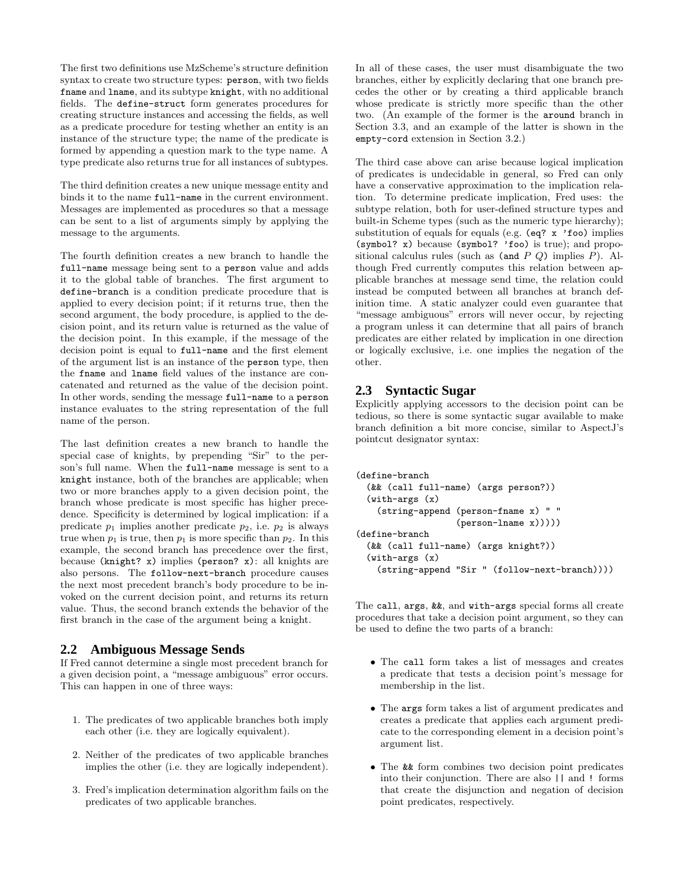The first two definitions use MzScheme's structure definition syntax to create two structure types: `person`, with two fields `fname` and `lname`, and its subtype `knight`, with no additional fields. The `define-struct` form generates procedures for creating structure instances and accessing the fields, as well as a predicate procedure for testing whether an entity is an instance of the structure type; the name of the predicate is formed by appending a question mark to the type name. A type predicate also returns true for all instances of subtypes.

The third definition creates a new unique message entity and binds it to the name `full-name` in the current environment. Messages are implemented as procedures so that a message can be sent to a list of arguments simply by applying the message to the arguments.

The fourth definition creates a new branch to handle the `full-name` message being sent to a `person` value and adds it to the global table of branches. The first argument to `define-branch` is a condition predicate procedure that is applied to every decision point; if it returns true, then the second argument, the body procedure, is applied to the decision point, and its return value is returned as the value of the decision point. In this example, if the message of the decision point is equal to `full-name` and the first element of the argument list is an instance of the `person` type, then the `fname` and `lname` field values of the instance are concatenated and returned as the value of the decision point. In other words, sending the message `full-name` to a `person` instance evaluates to the string representation of the full name of the person.

The last definition creates a new branch to handle the special case of knights, by prepending "Sir" to the person's full name. When the `full-name` message is sent to a `knight` instance, both of the branches are applicable; when two or more branches apply to a given decision point, the branch whose predicate is most specific has higher precedence. Specificity is determined by logical implication: if a predicate $p_1$ implies another predicate $p_2$, i.e. $p_2$ is always true when $p_1$ is true, then $p_1$ is more specific than $p_2$. In this example, the second branch has precedence over the first, because `(knight? x)` implies `(person? x)`: all knights are also persons. The `follow-next-branch` procedure causes the next most precedent branch's body procedure to be invoked on the current decision point, and returns its return value. Thus, the second branch extends the behavior of the first branch in the case of the argument being a knight.

## 2.2 Ambiguous Message Sends

If Fred cannot determine a single most precedent branch for a given decision point, a "message ambiguous" error occurs. This can happen in one of three ways:

1. The predicates of two applicable branches both imply each other (i.e. they are logically equivalent).
2. Neither of the predicates of two applicable branches implies the other (i.e. they are logically independent).
3. Fred's implication determination algorithm fails on the predicates of two applicable branches.

In all of these cases, the user must disambiguate the two branches, either by explicitly declaring that one branch precedes the other or by creating a third applicable branch whose predicate is strictly more specific than the other two. (An example of the former is the `around` branch in Section 3.3, and an example of the latter is shown in the `empty-cord` extension in Section 3.2.)

The third case above can arise because logical implication of predicates is undecidable in general, so Fred can only have a conservative approximation to the implication relation. To determine predicate implication, Fred uses: the subtype relation, both for user-defined structure types and built-in Scheme types (such as the numeric type hierarchy); substitution of equals for equals (e.g. `(eq? x 'foo)` implies `(symbol? x)` because `(symbol? 'foo)` is true); and propositional calculus rules (such as `(and` $P$ $Q$`)` implies $P$). Although Fred currently computes this relation between applicable branches at message send time, the relation could instead be computed between all branches at branch definition time. A static analyzer could even guarantee that "message ambiguous" errors will never occur, by rejecting a program unless it can determine that all pairs of branch predicates are either related by implication in one direction or logically exclusive, i.e. one implies the negation of the other.

## 2.3 Syntactic Sugar

Explicitly applying accessors to the decision point can be tedious, so there is some syntactic sugar available to make branch definition a bit more concise, similar to AspectJ's pointcut designator syntax:

```
(define-branch
  (&& (call full-name) (args person?))
  (with-args (x)
    (string-append (person-fname x) " "
                   (person-lname x)))))
(define-branch
  (&& (call full-name) (args knight?))
  (with-args (x)
    (string-append "Sir " (follow-next-branch))))
```

The `call`, `args`, `&&`, and `with-args` special forms all create procedures that take a decision point argument, so they can be used to define the two parts of a branch:

- The `call` form takes a list of messages and creates a predicate that tests a decision point's message for membership in the list.
- The `args` form takes a list of argument predicates and creates a predicate that applies each argument predicate to the corresponding element in a decision point's argument list.
- The `&&` form combines two decision point predicates into their conjunction. There are also `||` and `!` forms that create the disjunction and negation of decision point predicates, respectively.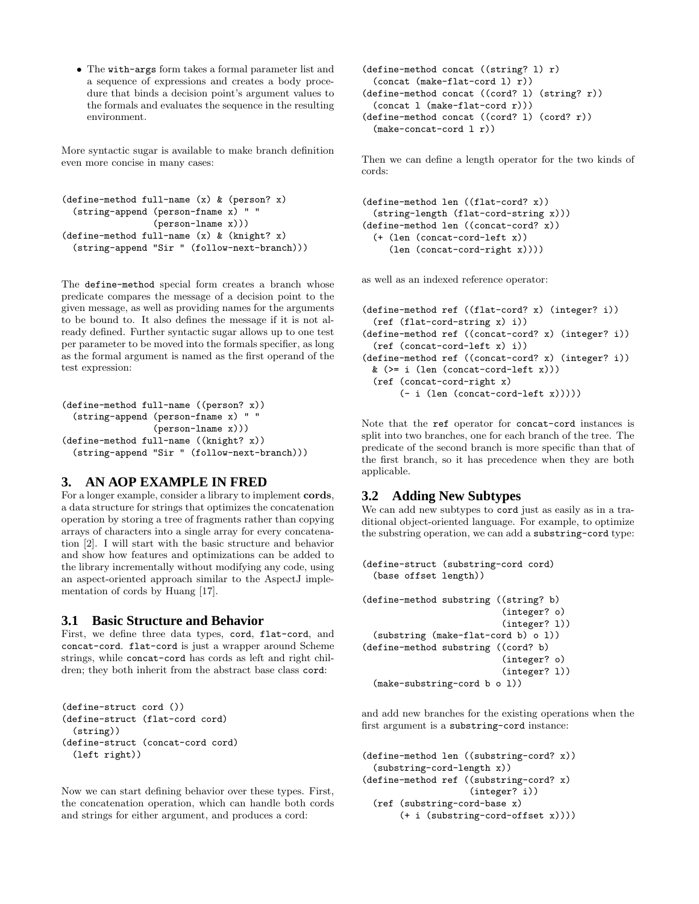- The `with-args` form takes a formal parameter list and a sequence of expressions and creates a body procedure that binds a decision point's argument values to the formals and evaluates the sequence in the resulting environment.

More syntactic sugar is available to make branch definition even more concise in many cases:

```
(define-method full-name (x) & (person? x)
  (string-append (person-fname x) " "
                 (person-lname x)))
(define-method full-name (x) & (knight? x)
  (string-append "Sir " (follow-next-branch)))
```

The `define-method` special form creates a branch whose predicate compares the message of a decision point to the given message, as well as providing names for the arguments to be bound to. It also defines the message if it is not already defined. Further syntactic sugar allows up to one test per parameter to be moved into the formals specifier, as long as the formal argument is named as the first operand of the test expression:

```
(define-method full-name ((person? x))
  (string-append (person-fname x) " "
                 (person-lname x)))
(define-method full-name ((knight? x))
  (string-append "Sir " (follow-next-branch)))
```

## 3. AN AOP EXAMPLE IN FRED

For a longer example, consider a library to implement **cords**, a data structure for strings that optimizes the concatenation operation by storing a tree of fragments rather than copying arrays of characters into a single array for every concatenation [2]. I will start with the basic structure and behavior and show how features and optimizations can be added to the library incrementally without modifying any code, using an aspect-oriented approach similar to the AspectJ implementation of cords by Huang [17].

### 3.1 Basic Structure and Behavior

First, we define three data types, `cord`, `flat-cord`, and `concat-cord`. `flat-cord` is just a wrapper around Scheme strings, while `concat-cord` has cords as left and right children; they both inherit from the abstract base class `cord`:

```
(define-struct cord ())
(define-struct (flat-cord cord)
  (string))
(define-struct (concat-cord cord)
  (left right))
```

Now we can start defining behavior over these types. First, the concatenation operation, which can handle both cords and strings for either argument, and produces a cord:

```
(define-method concat ((string? l) r)
  (concat (make-flat-cord l) r))
(define-method concat ((cord? l) (string? r))
  (concat l (make-flat-cord r)))
(define-method concat ((cord? l) (cord? r))
  (make-concat-cord l r))
```

Then we can define a length operator for the two kinds of cords:

```
(define-method len ((flat-cord? x))
  (string-length (flat-cord-string x)))
(define-method len ((concat-cord? x))
  (+ (len (concat-cord-left x))
     (len (concat-cord-right x))))
```

as well as an indexed reference operator:

```
(define-method ref ((flat-cord? x) (integer? i))
  (ref (flat-cord-string x) i))
(define-method ref ((concat-cord? x) (integer? i))
  (ref (concat-cord-left x) i))
(define-method ref ((concat-cord? x) (integer? i))
  & (>= i (len (concat-cord-left x)))
  (ref (concat-cord-right x)
       (- i (len (concat-cord-left x)))))
```

Note that the `ref` operator for `concat-cord` instances is split into two branches, one for each branch of the tree. The predicate of the second branch is more specific than that of the first branch, so it has precedence when they are both applicable.

### 3.2 Adding New Subtypes

We can add new subtypes to `cord` just as easily as in a traditional object-oriented language. For example, to optimize the substring operation, we can add a `substring-cord` type:

```
(define-struct (substring-cord cord)
  (base offset length))

(define-method substring ((string? b)
                          (integer? o)
                          (integer? l))
  (substring (make-flat-cord b) o l))
(define-method substring ((cord? b)
                          (integer? o)
                          (integer? l))
  (make-substring-cord b o l))
```

and add new branches for the existing operations when the first argument is a `substring-cord` instance:

```
(define-method len ((substring-cord? x))
  (substring-cord-length x))
(define-method ref ((substring-cord? x)
                    (integer? i))
  (ref (substring-cord-base x)
       (+ i (substring-cord-offset x))))
```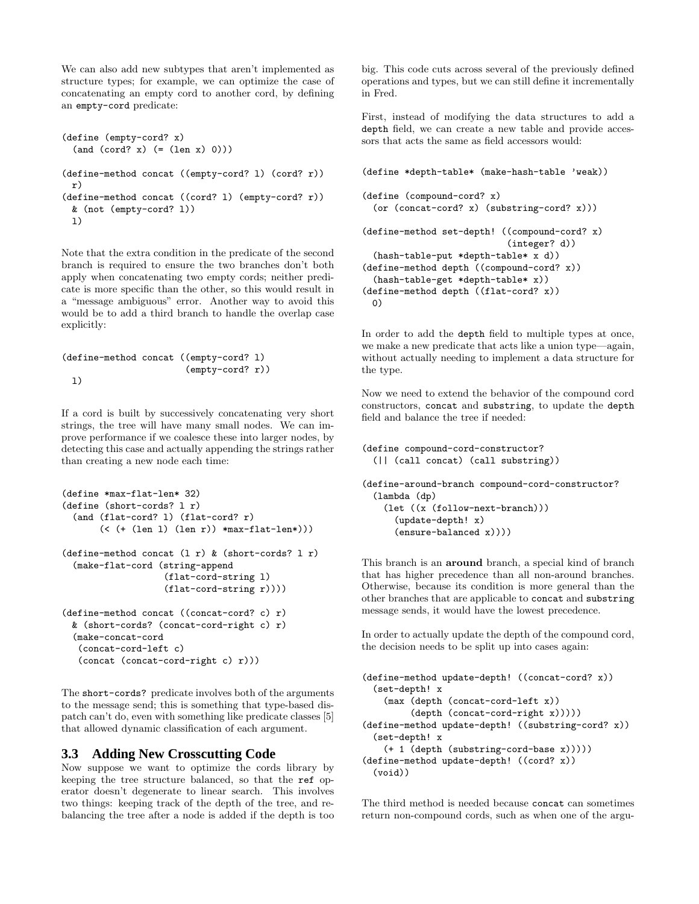We can also add new subtypes that aren't implemented as structure types; for example, we can optimize the case of concatenating an empty cord to another cord, by defining an `empty-cord` predicate:

```
(define (empty-cord? x)
  (and (cord? x) (= (len x) 0)))

(define-method concat ((empty-cord? l) (cord? r))
  r)
(define-method concat ((cord? l) (empty-cord? r))
  & (not (empty-cord? l))
  l)
```

Note that the extra condition in the predicate of the second branch is required to ensure the two branches don't both apply when concatenating two empty cords; neither predicate is more specific than the other, so this would result in a "message ambiguous" error. Another way to avoid this would be to add a third branch to handle the overlap case explicitly:

```
(define-method concat ((empty-cord? l)
                       (empty-cord? r))
  l)
```

If a cord is built by successively concatenating very short strings, the tree will have many small nodes. We can improve performance if we coalesce these into larger nodes, by detecting this case and actually appending the strings rather than creating a new node each time:

```
(define *max-flat-len* 32)
(define (short-cords? l r)
  (and (flat-cord? l) (flat-cord? r)
       (< (+ (len l) (len r)) *max-flat-len*)))

(define-method concat (l r) & (short-cords? l r)
  (make-flat-cord (string-append
                   (flat-cord-string l)
                   (flat-cord-string r))))

(define-method concat ((concat-cord? c) r)
  & (short-cords? (concat-cord-right c) r)
  (make-concat-cord
   (concat-cord-left c)
   (concat (concat-cord-right c) r)))
```

The `short-cords?` predicate involves both of the arguments to the message send; this is something that type-based dispatch can't do, even with something like predicate classes [5] that allowed dynamic classification of each argument.

### 3.3 Adding New Crosscutting Code

Now suppose we want to optimize the cords library by keeping the tree structure balanced, so that the `ref` operator doesn't degenerate to linear search. This involves two things: keeping track of the depth of the tree, and rebalancing the tree after a node is added if the depth is too big. This code cuts across several of the previously defined operations and types, but we can still define it incrementally in Fred.

First, instead of modifying the data structures to add a `depth` field, we can create a new table and provide accessors that acts the same as field accessors would:

```
(define *depth-table* (make-hash-table 'weak))

(define (compound-cord? x)
  (or (concat-cord? x) (substring-cord? x)))

(define-method set-depth! ((compound-cord? x)
                           (integer? d))
  (hash-table-put *depth-table* x d))
(define-method depth ((compound-cord? x))
  (hash-table-get *depth-table* x))
(define-method depth ((flat-cord? x))
  0)
```

In order to add the `depth` field to multiple types at once, we make a new predicate that acts like a union type—again, without actually needing to implement a data structure for the type.

Now we need to extend the behavior of the compound cord constructors, `concat` and `substring`, to update the `depth` field and balance the tree if needed:

```
(define compound-cord-constructor?
  (|| (call concat) (call substring)))

(define-around-branch compound-cord-constructor?
  (lambda (dp)
    (let ((x (follow-next-branch)))
      (update-depth! x)
      (ensure-balanced x))))
```

This branch is an **around** branch, a special kind of branch that has higher precedence than all non-around branches. Otherwise, because its condition is more general than the other branches that are applicable to `concat` and `substring` message sends, it would have the lowest precedence.

In order to actually update the depth of the compound cord, the decision needs to be split up into cases again:

```
(define-method update-depth! ((concat-cord? x))
  (set-depth! x
    (max (depth (concat-cord-left x))
         (depth (concat-cord-right x)))))
(define-method update-depth! ((substring-cord? x))
  (set-depth! x
    (+ 1 (depth (substring-cord-base x)))))
(define-method update-depth! ((cord? x))
  (void))
```

The third method is needed because `concat` can sometimes return non-compound cords, such as when one of the argu-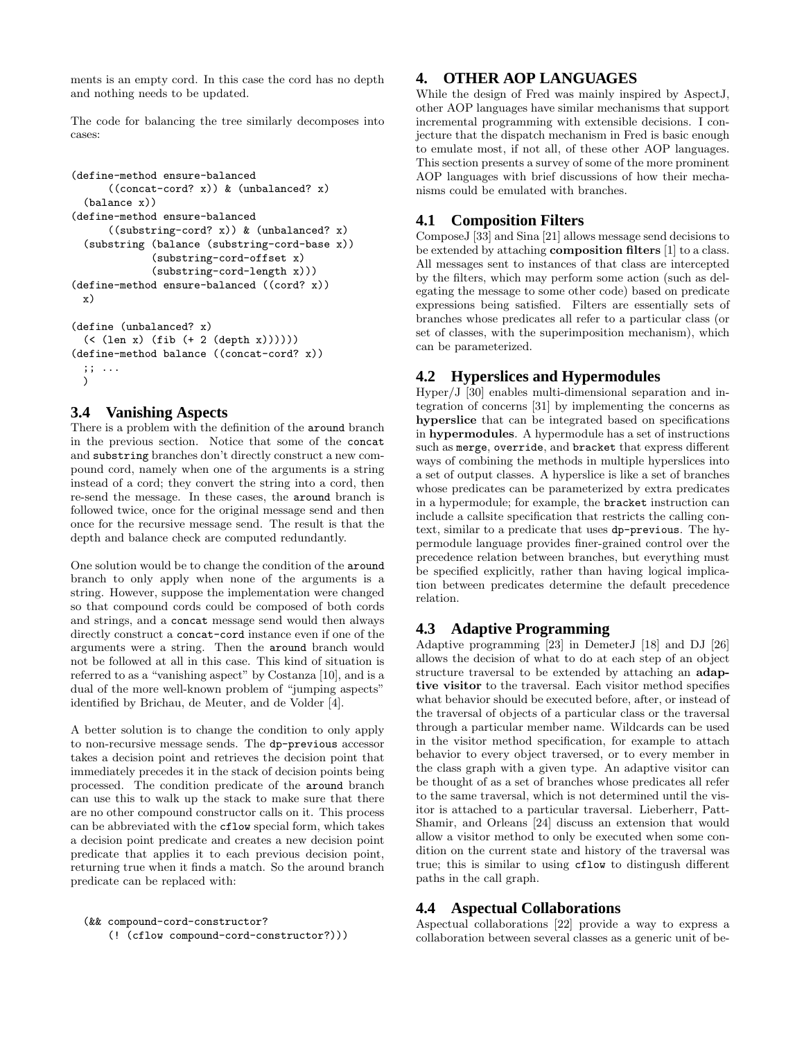ments is an empty cord. In this case the cord has no depth and nothing needs to be updated.

The code for balancing the tree similarly decomposes into cases:

```
(define-method ensure-balanced
      ((concat-cord? x)) & (unbalanced? x)
  (balance x))
(define-method ensure-balanced
      ((substring-cord? x)) & (unbalanced? x)
  (substring (balance (substring-cord-base x))
             (substring-cord-offset x)
             (substring-cord-length x)))
(define-method ensure-balanced ((cord? x))
  x)

(define (unbalanced? x)
  (< (len x) (fib (+ 2 (depth x))))))
(define-method balance ((concat-cord? x))
  ;; ...
  )
```

### 3.4 Vanishing Aspects

There is a problem with the definition of the `around` branch in the previous section. Notice that some of the `concat` and `substring` branches don't directly construct a new compound cord, namely when one of the arguments is a string instead of a cord; they convert the string into a cord, then re-send the message. In these cases, the `around` branch is followed twice, once for the original message send and then once for the recursive message send. The result is that the depth and balance check are computed redundantly.

One solution would be to change the condition of the `around` branch to only apply when none of the arguments is a string. However, suppose the implementation were changed so that compound cords could be composed of both cords and strings, and a `concat` message send would then always directly construct a `concat-cord` instance even if one of the arguments were a string. Then the `around` branch would not be followed at all in this case. This kind of situation is referred to as a "vanishing aspect" by Costanza [10], and is a dual of the more well-known problem of "jumping aspects" identified by Brichau, de Meuter, and de Volder [4].

A better solution is to change the condition to only apply to non-recursive message sends. The `dp-previous` accessor takes a decision point and retrieves the decision point that immediately precedes it in the stack of decision points being processed. The condition predicate of the `around` branch can use this to walk up the stack to make sure that there are no other compound constructor calls on it. This process can be abbreviated with the `cflow` special form, which takes a decision point predicate and creates a new decision point predicate that applies it to each previous decision point, returning true when it finds a match. So the around branch predicate can be replaced with:

```
(&& compound-cord-constructor?
    (! (cflow compound-cord-constructor?)))
```

## 4. OTHER AOP LANGUAGES

While the design of Fred was mainly inspired by AspectJ, other AOP languages have similar mechanisms that support incremental programming with extensible decisions. I conjecture that the dispatch mechanism in Fred is basic enough to emulate most, if not all, of these other AOP languages. This section presents a survey of some of the more prominent AOP languages with brief discussions of how their mechanisms could be emulated with branches.

### 4.1 Composition Filters

ComposeJ [33] and Sina [21] allows message send decisions to be extended by attaching **composition filters** [1] to a class. All messages sent to instances of that class are intercepted by the filters, which may perform some action (such as delegating the message to some other code) based on predicate expressions being satisfied. Filters are essentially sets of branches whose predicates all refer to a particular class (or set of classes, with the superimposition mechanism), which can be parameterized.

### 4.2 Hyperslices and Hypermodules

Hyper/J [30] enables multi-dimensional separation and integration of concerns [31] by implementing the concerns as **hyperslice** that can be integrated based on specifications in **hypermodules**. A hypermodule has a set of instructions such as `merge`, `override`, and `bracket` that express different ways of combining the methods in multiple hyperslices into a set of output classes. A hyperslice is like a set of branches whose predicates can be parameterized by extra predicates in a hypermodule; for example, the `bracket` instruction can include a callsite specification that restricts the calling context, similar to a predicate that uses `dp-previous`. The hypermodule language provides finer-grained control over the precedence relation between branches, but everything must be specified explicitly, rather than having logical implication between predicates determine the default precedence relation.

### 4.3 Adaptive Programming

Adaptive programming [23] in DemeterJ [18] and DJ [26] allows the decision of what to do at each step of an object structure traversal to be extended by attaching an **adaptive visitor** to the traversal. Each visitor method specifies what behavior should be executed before, after, or instead of the traversal of objects of a particular class or the traversal through a particular member name. Wildcards can be used in the visitor method specification, for example to attach behavior to every object traversed, or to every member in the class graph with a given type. An adaptive visitor can be thought of as a set of branches whose predicates all refer to the same traversal, which is not determined until the visitor is attached to a particular traversal. Lieberherr, Patt-Shamir, and Orleans [24] discuss an extension that would allow a visitor method to only be executed when some condition on the current state and history of the traversal was true; this is similar to using `cflow` to distingush different paths in the call graph.

### 4.4 Aspectual Collaborations

Aspectual collaborations [22] provide a way to express a collaboration between several classes as a generic unit of be-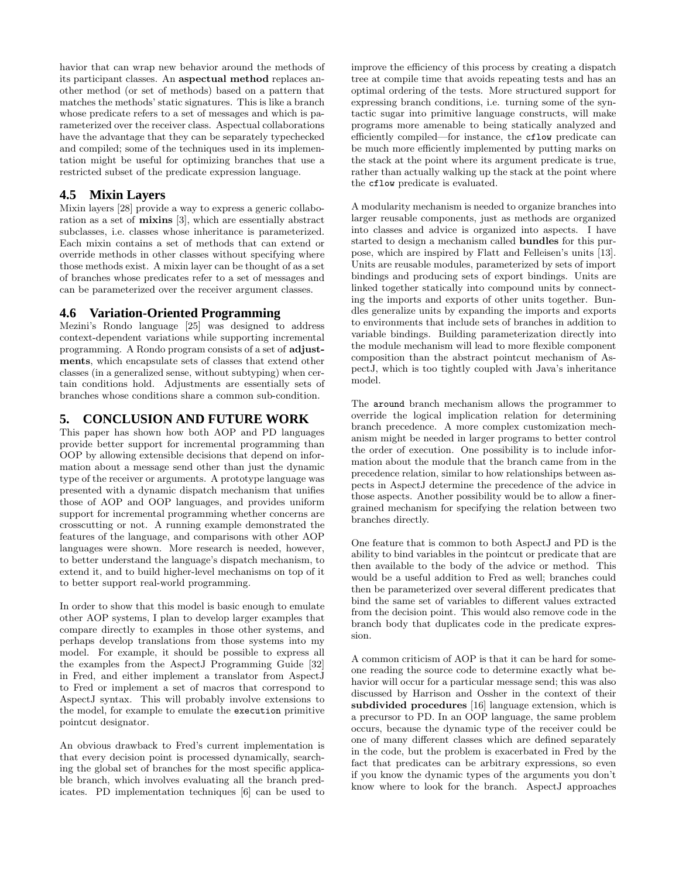havior that can wrap new behavior around the methods of its participant classes. An **aspectual method** replaces another method (or set of methods) based on a pattern that matches the methods' static signatures. This is like a branch whose predicate refers to a set of messages and which is parameterized over the receiver class. Aspectual collaborations have the advantage that they can be separately typechecked and compiled; some of the techniques used in its implementation might be useful for optimizing branches that use a restricted subset of the predicate expression language.

## 4.5 Mixin Layers

Mixin layers [28] provide a way to express a generic collaboration as a set of **mixins** [3], which are essentially abstract subclasses, i.e. classes whose inheritance is parameterized. Each mixin contains a set of methods that can extend or override methods in other classes without specifying where those methods exist. A mixin layer can be thought of as a set of branches whose predicates refer to a set of messages and can be parameterized over the receiver argument classes.

## 4.6 Variation-Oriented Programming

Mezini's Rondo language [25] was designed to address context-dependent variations while supporting incremental programming. A Rondo program consists of a set of **adjustments**, which encapsulate sets of classes that extend other classes (in a generalized sense, without subtyping) when certain conditions hold. Adjustments are essentially sets of branches whose conditions share a common sub-condition.

# 5. CONCLUSION AND FUTURE WORK

This paper has shown how both AOP and PD languages provide better support for incremental programming than OOP by allowing extensible decisions that depend on information about a message send other than just the dynamic type of the receiver or arguments. A prototype language was presented with a dynamic dispatch mechanism that unifies those of AOP and OOP languages, and provides uniform support for incremental programming whether concerns are crosscutting or not. A running example demonstrated the features of the language, and comparisons with other AOP languages were shown. More research is needed, however, to better understand the language's dispatch mechanism, to extend it, and to build higher-level mechanisms on top of it to better support real-world programming.

In order to show that this model is basic enough to emulate other AOP systems, I plan to develop larger examples that compare directly to examples in those other systems, and perhaps develop translations from those systems into my model. For example, it should be possible to express all the examples from the AspectJ Programming Guide [32] in Fred, and either implement a translator from AspectJ to Fred or implement a set of macros that correspond to AspectJ syntax. This will probably involve extensions to the model, for example to emulate the `execution` primitive pointcut designator.

An obvious drawback to Fred's current implementation is that every decision point is processed dynamically, searching the global set of branches for the most specific applicable branch, which involves evaluating all the branch predicates. PD implementation techniques [6] can be used to improve the efficiency of this process by creating a dispatch tree at compile time that avoids repeating tests and has an optimal ordering of the tests. More structured support for expressing branch conditions, i.e. turning some of the syntactic sugar into primitive language constructs, will make programs more amenable to being statically analyzed and efficiently compiled—for instance, the `cflow` predicate can be much more efficiently implemented by putting marks on the stack at the point where its argument predicate is true, rather than actually walking up the stack at the point where the `cflow` predicate is evaluated.

A modularity mechanism is needed to organize branches into larger reusable components, just as methods are organized into classes and advice is organized into aspects. I have started to design a mechanism called **bundles** for this purpose, which are inspired by Flatt and Felleisen's units [13]. Units are reusable modules, parameterized by sets of import bindings and producing sets of export bindings. Units are linked together statically into compound units by connecting the imports and exports of other units together. Bundles generalize units by expanding the imports and exports to environments that include sets of branches in addition to variable bindings. Building parameterization directly into the module mechanism will lead to more flexible component composition than the abstract pointcut mechanism of AspectJ, which is too tightly coupled with Java's inheritance model.

The `around` branch mechanism allows the programmer to override the logical implication relation for determining branch precedence. A more complex customization mechanism might be needed in larger programs to better control the order of execution. One possibility is to include information about the module that the branch came from in the precedence relation, similar to how relationships between aspects in AspectJ determine the precedence of the advice in those aspects. Another possibility would be to allow a finer-grained mechanism for specifying the relation between two branches directly.

One feature that is common to both AspectJ and PD is the ability to bind variables in the pointcut or predicate that are then available to the body of the advice or method. This would be a useful addition to Fred as well; branches could then be parameterized over several different predicates that bind the same set of variables to different values extracted from the decision point. This would also remove code in the branch body that duplicates code in the predicate expression.

A common criticism of AOP is that it can be hard for someone reading the source code to determine exactly what behavior will occur for a particular message send; this was also discussed by Harrison and Ossher in the context of their **subdivided procedures** [16] language extension, which is a precursor to PD. In an OOP language, the same problem occurs, because the dynamic type of the receiver could be one of many different classes which are defined separately in the code, but the problem is exacerbated in Fred by the fact that predicates can be arbitrary expressions, so even if you know the dynamic types of the arguments you don't know where to look for the branch. AspectJ approaches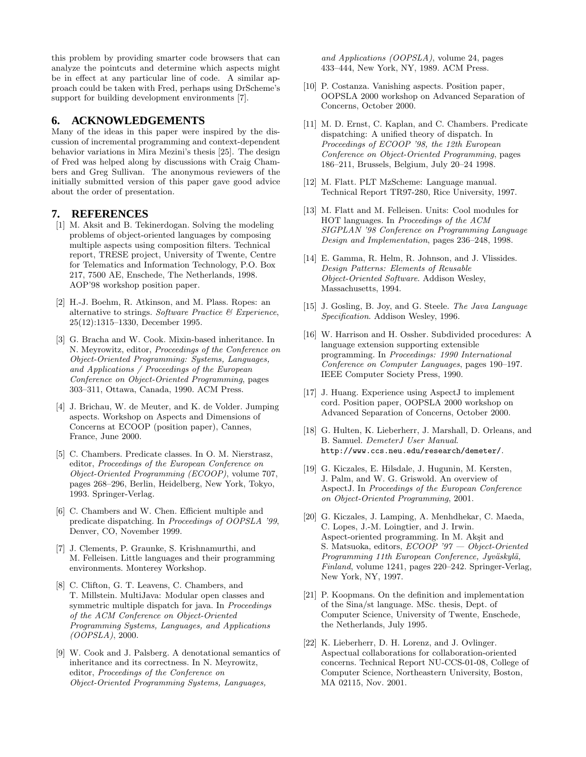this problem by providing smarter code browsers that can analyze the pointcuts and determine which aspects might be in effect at any particular line of code. A similar approach could be taken with Fred, perhaps using DrScheme's support for building development environments [7].

## 6. ACKNOWLEDGEMENTS

Many of the ideas in this paper were inspired by the discussion of incremental programming and context-dependent behavior variations in Mira Mezini's thesis [25]. The design of Fred was helped along by discussions with Craig Chambers and Greg Sullivan. The anonymous reviewers of the initially submitted version of this paper gave good advice about the order of presentation.

## 7. REFERENCES

[1] M. Aksit and B. Tekinerdogan. Solving the modeling problems of object-oriented languages by composing multiple aspects using composition filters. Technical report, TRESE project, University of Twente, Centre for Telematics and Information Technology, P.O. Box 217, 7500 AE, Enschede, The Netherlands, 1998. AOP'98 workshop position paper.

[2] H.-J. Boehm, R. Atkinson, and M. Plass. Ropes: an alternative to strings. *Software Practice & Experience*, 25(12):1315–1330, December 1995.

[3] G. Bracha and W. Cook. Mixin-based inheritance. In N. Meyrowitz, editor, *Proceedings of the Conference on Object-Oriented Programming: Systems, Languages, and Applications / Proceedings of the European Conference on Object-Oriented Programming*, pages 303–311, Ottawa, Canada, 1990. ACM Press.

[4] J. Brichau, W. de Meuter, and K. de Volder. Jumping aspects. Workshop on Aspects and Dimensions of Concerns at ECOOP (position paper), Cannes, France, June 2000.

[5] C. Chambers. Predicate classes. In O. M. Nierstrasz, editor, *Proceedings of the European Conference on Object-Oriented Programming (ECOOP)*, volume 707, pages 268–296, Berlin, Heidelberg, New York, Tokyo, 1993. Springer-Verlag.

[6] C. Chambers and W. Chen. Efficient multiple and predicate dispatching. In *Proceedings of OOPSLA '99*, Denver, CO, November 1999.

[7] J. Clements, P. Graunke, S. Krishnamurthi, and M. Felleisen. Little languages and their programming environments. Monterey Workshop.

[8] C. Clifton, G. T. Leavens, C. Chambers, and T. Millstein. MultiJava: Modular open classes and symmetric multiple dispatch for java. In *Proceedings of the ACM Conference on Object-Oriented Programming Systems, Languages, and Applications (OOPSLA)*, 2000.

[9] W. Cook and J. Palsberg. A denotational semantics of inheritance and its correctness. In N. Meyrowitz, editor, *Proceedings of the Conference on Object-Oriented Programming Systems, Languages, and Applications (OOPSLA)*, volume 24, pages 433–444, New York, NY, 1989. ACM Press.

[10] P. Costanza. Vanishing aspects. Position paper, OOPSLA 2000 workshop on Advanced Separation of Concerns, October 2000.

[11] M. D. Ernst, C. Kaplan, and C. Chambers. Predicate dispatching: A unified theory of dispatch. In *Proceedings of ECOOP '98, the 12th European Conference on Object-Oriented Programming*, pages 186–211, Brussels, Belgium, July 20–24 1998.

[12] M. Flatt. PLT MzScheme: Language manual. Technical Report TR97-280, Rice University, 1997.

[13] M. Flatt and M. Felleisen. Units: Cool modules for HOT languages. In *Proceedings of the ACM SIGPLAN '98 Conference on Programming Language Design and Implementation*, pages 236–248, 1998.

[14] E. Gamma, R. Helm, R. Johnson, and J. Vlissides. *Design Patterns: Elements of Reusable Object-Oriented Software*. Addison Wesley, Massachusetts, 1994.

[15] J. Gosling, B. Joy, and G. Steele. *The Java Language Specification*. Addison Wesley, 1996.

[16] W. Harrison and H. Ossher. Subdivided procedures: A language extension supporting extensible programming. In *Proceedings: 1990 International Conference on Computer Languages*, pages 190–197. IEEE Computer Society Press, 1990.

[17] J. Huang. Experience using AspectJ to implement cord. Position paper, OOPSLA 2000 workshop on Advanced Separation of Concerns, October 2000.

[18] G. Hulten, K. Lieberherr, J. Marshall, D. Orleans, and B. Samuel. *DemeterJ User Manual*. `http://www.ccs.neu.edu/research/demeter/`.

[19] G. Kiczales, E. Hilsdale, J. Hugunin, M. Kersten, J. Palm, and W. G. Griswold. An overview of AspectJ. In *Proceedings of the European Conference on Object-Oriented Programming*, 2001.

[20] G. Kiczales, J. Lamping, A. Menhdhekar, C. Maeda, C. Lopes, J.-M. Loingtier, and J. Irwin. Aspect-oriented programming. In M. Akşit and S. Matsuoka, editors, *ECOOP '97 — Object-Oriented Programming 11th European Conference, Jyväskylä, Finland*, volume 1241, pages 220–242. Springer-Verlag, New York, NY, 1997.

[21] P. Koopmans. On the definition and implementation of the Sina/st language. MSc. thesis, Dept. of Computer Science, University of Twente, Enschede, the Netherlands, July 1995.

[22] K. Lieberherr, D. H. Lorenz, and J. Ovlinger. Aspectual collaborations for collaboration-oriented concerns. Technical Report NU-CCS-01-08, College of Computer Science, Northeastern University, Boston, MA 02115, Nov. 2001.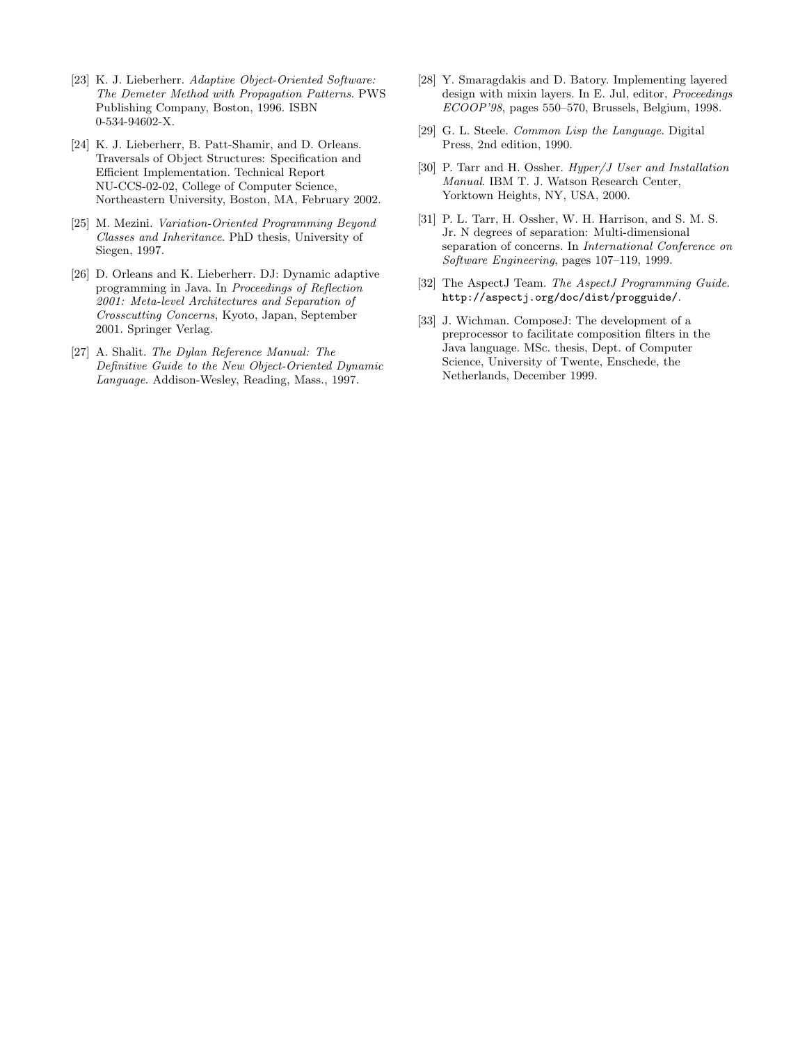[23] K. J. Lieberherr. *Adaptive Object-Oriented Software: The Demeter Method with Propagation Patterns*. PWS Publishing Company, Boston, 1996. ISBN 0-534-94602-X.

[24] K. J. Lieberherr, B. Patt-Shamir, and D. Orleans. Traversals of Object Structures: Specification and Efficient Implementation. Technical Report NU-CCS-02-02, College of Computer Science, Northeastern University, Boston, MA, February 2002.

[25] M. Mezini. *Variation-Oriented Programming Beyond Classes and Inheritance*. PhD thesis, University of Siegen, 1997.

[26] D. Orleans and K. Lieberherr. DJ: Dynamic adaptive programming in Java. In *Proceedings of Reflection 2001: Meta-level Architectures and Separation of Crosscutting Concerns*, Kyoto, Japan, September 2001. Springer Verlag.

[27] A. Shalit. *The Dylan Reference Manual: The Definitive Guide to the New Object-Oriented Dynamic Language*. Addison-Wesley, Reading, Mass., 1997.

[28] Y. Smaragdakis and D. Batory. Implementing layered design with mixin layers. In E. Jul, editor, *Proceedings ECOOP'98*, pages 550–570, Brussels, Belgium, 1998.

[29] G. L. Steele. *Common Lisp the Language*. Digital Press, 2nd edition, 1990.

[30] P. Tarr and H. Ossher. *Hyper/J User and Installation Manual*. IBM T. J. Watson Research Center, Yorktown Heights, NY, USA, 2000.

[31] P. L. Tarr, H. Ossher, W. H. Harrison, and S. M. S. Jr. N degrees of separation: Multi-dimensional separation of concerns. In *International Conference on Software Engineering*, pages 107–119, 1999.

[32] The AspectJ Team. *The AspectJ Programming Guide*. `http://aspectj.org/doc/dist/progguide/`.

[33] J. Wichman. ComposeJ: The development of a preprocessor to facilitate composition filters in the Java language. MSc. thesis, Dept. of Computer Science, University of Twente, Enschede, the Netherlands, December 1999.